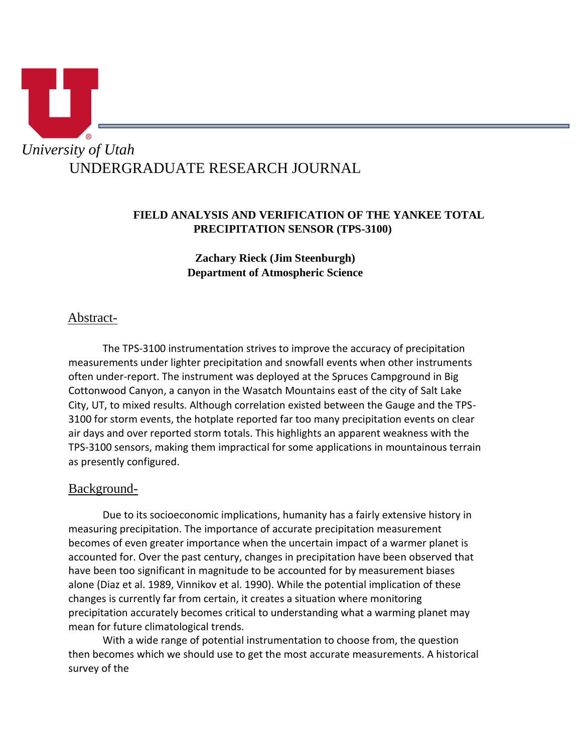*University of Utah*

UNDERGRADUATE RESEARCH JOURNAL

# FIELD ANALYSIS AND VERIFICATION OF THE YANKEE TOTAL PRECIPITATION SENSOR (TPS-3100)

**Zachary Rieck (Jim Steenburgh)**
**Department of Atmospheric Science**

## Abstract-

The TPS-3100 instrumentation strives to improve the accuracy of precipitation measurements under lighter precipitation and snowfall events when other instruments often under-report. The instrument was deployed at the Spruces Campground in Big Cottonwood Canyon, a canyon in the Wasatch Mountains east of the city of Salt Lake City, UT, to mixed results. Although correlation existed between the Gauge and the TPS-3100 for storm events, the hotplate reported far too many precipitation events on clear air days and over reported storm totals. This highlights an apparent weakness with the TPS-3100 sensors, making them impractical for some applications in mountainous terrain as presently configured.

## Background-

Due to its socioeconomic implications, humanity has a fairly extensive history in measuring precipitation. The importance of accurate precipitation measurement becomes of even greater importance when the uncertain impact of a warmer planet is accounted for. Over the past century, changes in precipitation have been observed that have been too significant in magnitude to be accounted for by measurement biases alone (Diaz et al. 1989, Vinnikov et al. 1990). While the potential implication of these changes is currently far from certain, it creates a situation where monitoring precipitation accurately becomes critical to understanding what a warming planet may mean for future climatological trends.

With a wide range of potential instrumentation to choose from, the question then becomes which we should use to get the most accurate measurements. A historical survey of the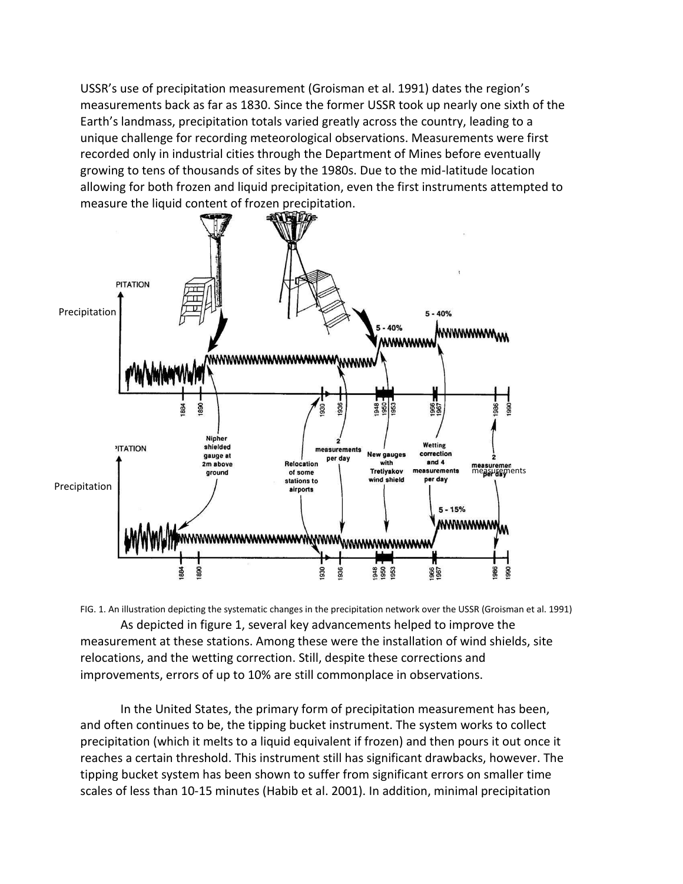USSR's use of precipitation measurement (Groisman et al. 1991) dates the region's measurements back as far as 1830. Since the former USSR took up nearly one sixth of the Earth's landmass, precipitation totals varied greatly across the country, leading to a unique challenge for recording meteorological observations. Measurements were first recorded only in industrial cities through the Department of Mines before eventually growing to tens of thousands of sites by the 1980s. Due to the mid-latitude location allowing for both frozen and liquid precipitation, even the first instruments attempted to measure the liquid content of frozen precipitation.

FIG. 1. An illustration depicting the systematic changes in the precipitation network over the USSR (Groisman et al. 1991)

As depicted in figure 1, several key advancements helped to improve the measurement at these stations. Among these were the installation of wind shields, site relocations, and the wetting correction. Still, despite these corrections and improvements, errors of up to 10% are still commonplace in observations.

In the United States, the primary form of precipitation measurement has been, and often continues to be, the tipping bucket instrument. The system works to collect precipitation (which it melts to a liquid equivalent if frozen) and then pours it out once it reaches a certain threshold. This instrument still has significant drawbacks, however. The tipping bucket system has been shown to suffer from significant errors on smaller time scales of less than 10-15 minutes (Habib et al. 2001). In addition, minimal precipitation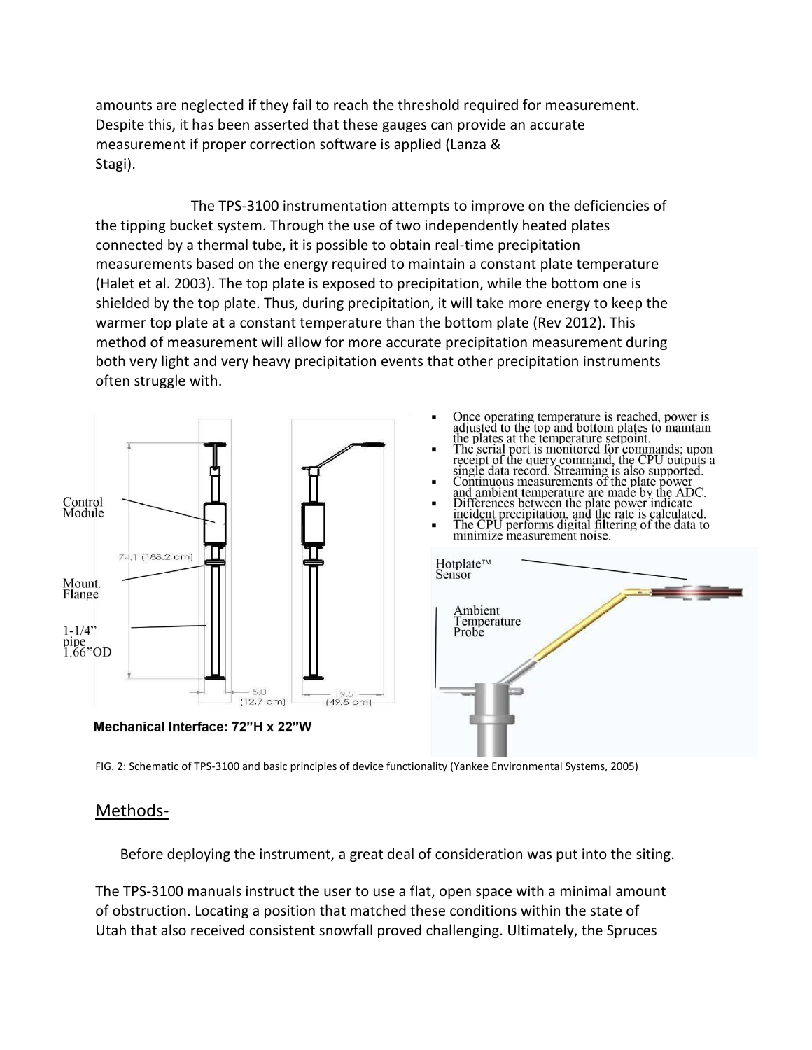amounts are neglected if they fail to reach the threshold required for measurement. Despite this, it has been asserted that these gauges can provide an accurate measurement if proper correction software is applied (Lanza & Stagi).

The TPS-3100 instrumentation attempts to improve on the deficiencies of the tipping bucket system. Through the use of two independently heated plates connected by a thermal tube, it is possible to obtain real-time precipitation measurements based on the energy required to maintain a constant plate temperature (Halet et al. 2003). The top plate is exposed to precipitation, while the bottom one is shielded by the top plate. Thus, during precipitation, it will take more energy to keep the warmer top plate at a constant temperature than the bottom plate (Rev 2012). This method of measurement will allow for more accurate precipitation measurement during both very light and very heavy precipitation events that other precipitation instruments often struggle with.

- Once operating temperature is reached, power is adjusted to the top and bottom plates to maintain the plates at the temperature setpoint.
- The serial port is monitored for commands; upon receipt of the query command, the CPU outputs a single data record. Streaming is also supported.
- Continuous measurements of the plate power and ambient temperature are made by the ADC.
- Differences between the plate power indicate incident precipitation, and the rate is calculated.
- The CPU performs digital filtering of the data to minimize measurement noise.

Mechanical Interface: 72"H x 22"W

FIG. 2: Schematic of TPS-3100 and basic principles of device functionality (Yankee Environmental Systems, 2005)

## Methods-

Before deploying the instrument, a great deal of consideration was put into the siting.

The TPS-3100 manuals instruct the user to use a flat, open space with a minimal amount of obstruction. Locating a position that matched these conditions within the state of Utah that also received consistent snowfall proved challenging. Ultimately, the Spruces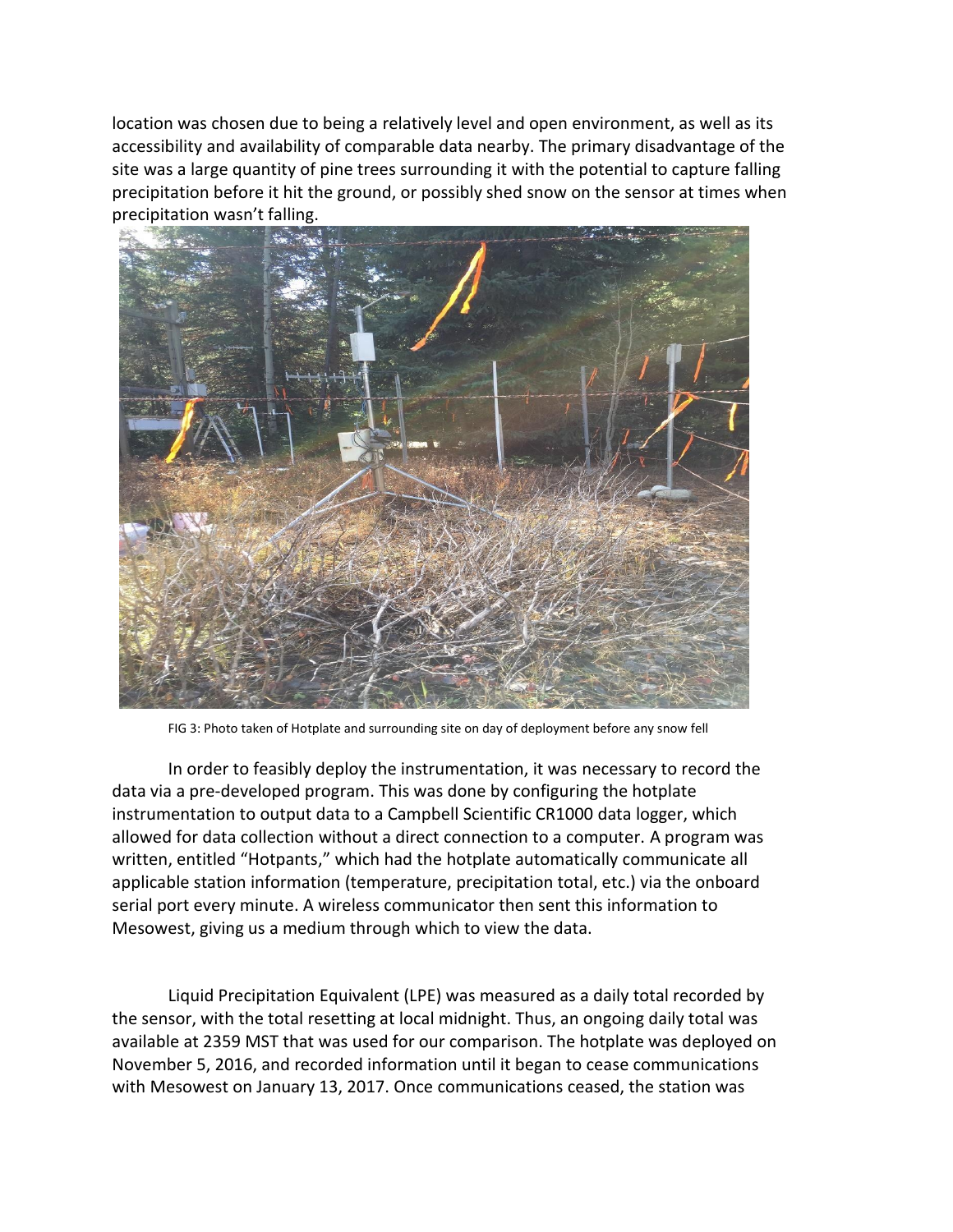location was chosen due to being a relatively level and open environment, as well as its accessibility and availability of comparable data nearby. The primary disadvantage of the site was a large quantity of pine trees surrounding it with the potential to capture falling precipitation before it hit the ground, or possibly shed snow on the sensor at times when precipitation wasn't falling.

FIG 3: Photo taken of Hotplate and surrounding site on day of deployment before any snow fell

In order to feasibly deploy the instrumentation, it was necessary to record the data via a pre-developed program. This was done by configuring the hotplate instrumentation to output data to a Campbell Scientific CR1000 data logger, which allowed for data collection without a direct connection to a computer. A program was written, entitled "Hotpants," which had the hotplate automatically communicate all applicable station information (temperature, precipitation total, etc.) via the onboard serial port every minute. A wireless communicator then sent this information to Mesowest, giving us a medium through which to view the data.

Liquid Precipitation Equivalent (LPE) was measured as a daily total recorded by the sensor, with the total resetting at local midnight. Thus, an ongoing daily total was available at 2359 MST that was used for our comparison. The hotplate was deployed on November 5, 2016, and recorded information until it began to cease communications with Mesowest on January 13, 2017. Once communications ceased, the station was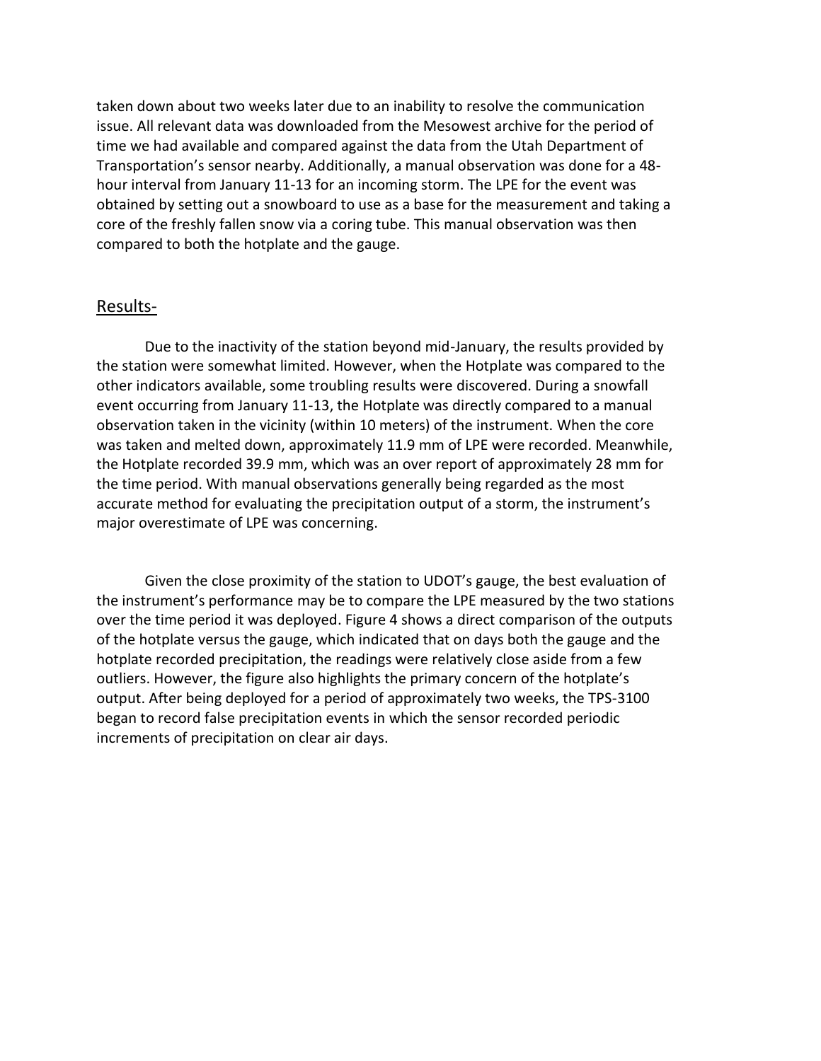taken down about two weeks later due to an inability to resolve the communication issue. All relevant data was downloaded from the Mesowest archive for the period of time we had available and compared against the data from the Utah Department of Transportation's sensor nearby. Additionally, a manual observation was done for a 48-hour interval from January 11-13 for an incoming storm. The LPE for the event was obtained by setting out a snowboard to use as a base for the measurement and taking a core of the freshly fallen snow via a coring tube. This manual observation was then compared to both the hotplate and the gauge.

## Results-

Due to the inactivity of the station beyond mid-January, the results provided by the station were somewhat limited. However, when the Hotplate was compared to the other indicators available, some troubling results were discovered. During a snowfall event occurring from January 11-13, the Hotplate was directly compared to a manual observation taken in the vicinity (within 10 meters) of the instrument. When the core was taken and melted down, approximately 11.9 mm of LPE were recorded. Meanwhile, the Hotplate recorded 39.9 mm, which was an over report of approximately 28 mm for the time period. With manual observations generally being regarded as the most accurate method for evaluating the precipitation output of a storm, the instrument's major overestimate of LPE was concerning.

Given the close proximity of the station to UDOT's gauge, the best evaluation of the instrument's performance may be to compare the LPE measured by the two stations over the time period it was deployed. Figure 4 shows a direct comparison of the outputs of the hotplate versus the gauge, which indicated that on days both the gauge and the hotplate recorded precipitation, the readings were relatively close aside from a few outliers. However, the figure also highlights the primary concern of the hotplate's output. After being deployed for a period of approximately two weeks, the TPS-3100 began to record false precipitation events in which the sensor recorded periodic increments of precipitation on clear air days.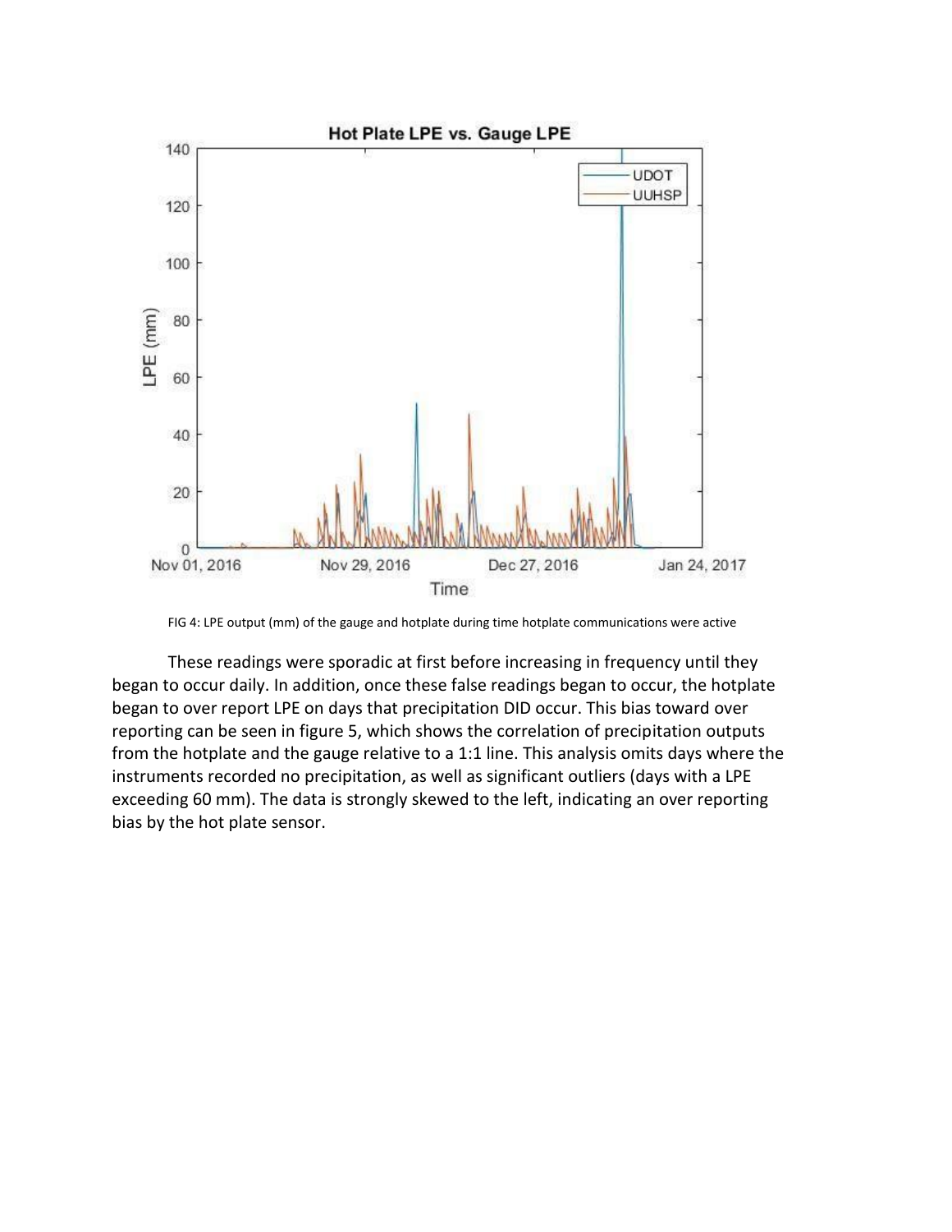FIG 4: LPE output (mm) of the gauge and hotplate during time hotplate communications were active

These readings were sporadic at first before increasing in frequency until they began to occur daily. In addition, once these false readings began to occur, the hotplate began to over report LPE on days that precipitation DID occur. This bias toward over reporting can be seen in figure 5, which shows the correlation of precipitation outputs from the hotplate and the gauge relative to a 1:1 line. This analysis omits days where the instruments recorded no precipitation, as well as significant outliers (days with a LPE exceeding 60 mm). The data is strongly skewed to the left, indicating an over reporting bias by the hot plate sensor.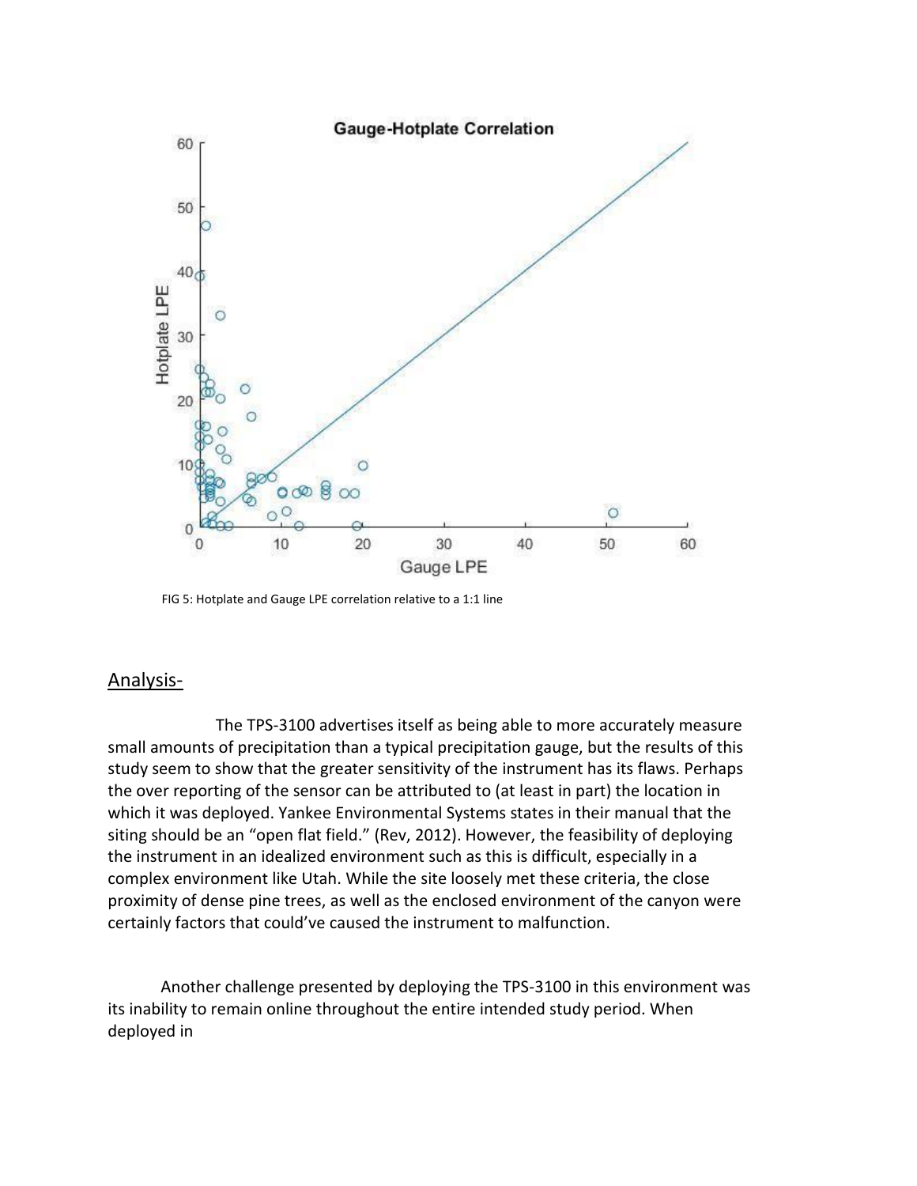FIG 5: Hotplate and Gauge LPE correlation relative to a 1:1 line

## Analysis-

The TPS-3100 advertises itself as being able to more accurately measure small amounts of precipitation than a typical precipitation gauge, but the results of this study seem to show that the greater sensitivity of the instrument has its flaws. Perhaps the over reporting of the sensor can be attributed to (at least in part) the location in which it was deployed. Yankee Environmental Systems states in their manual that the siting should be an "open flat field." (Rev, 2012). However, the feasibility of deploying the instrument in an idealized environment such as this is difficult, especially in a complex environment like Utah. While the site loosely met these criteria, the close proximity of dense pine trees, as well as the enclosed environment of the canyon were certainly factors that could've caused the instrument to malfunction.

Another challenge presented by deploying the TPS-3100 in this environment was its inability to remain online throughout the entire intended study period. When deployed in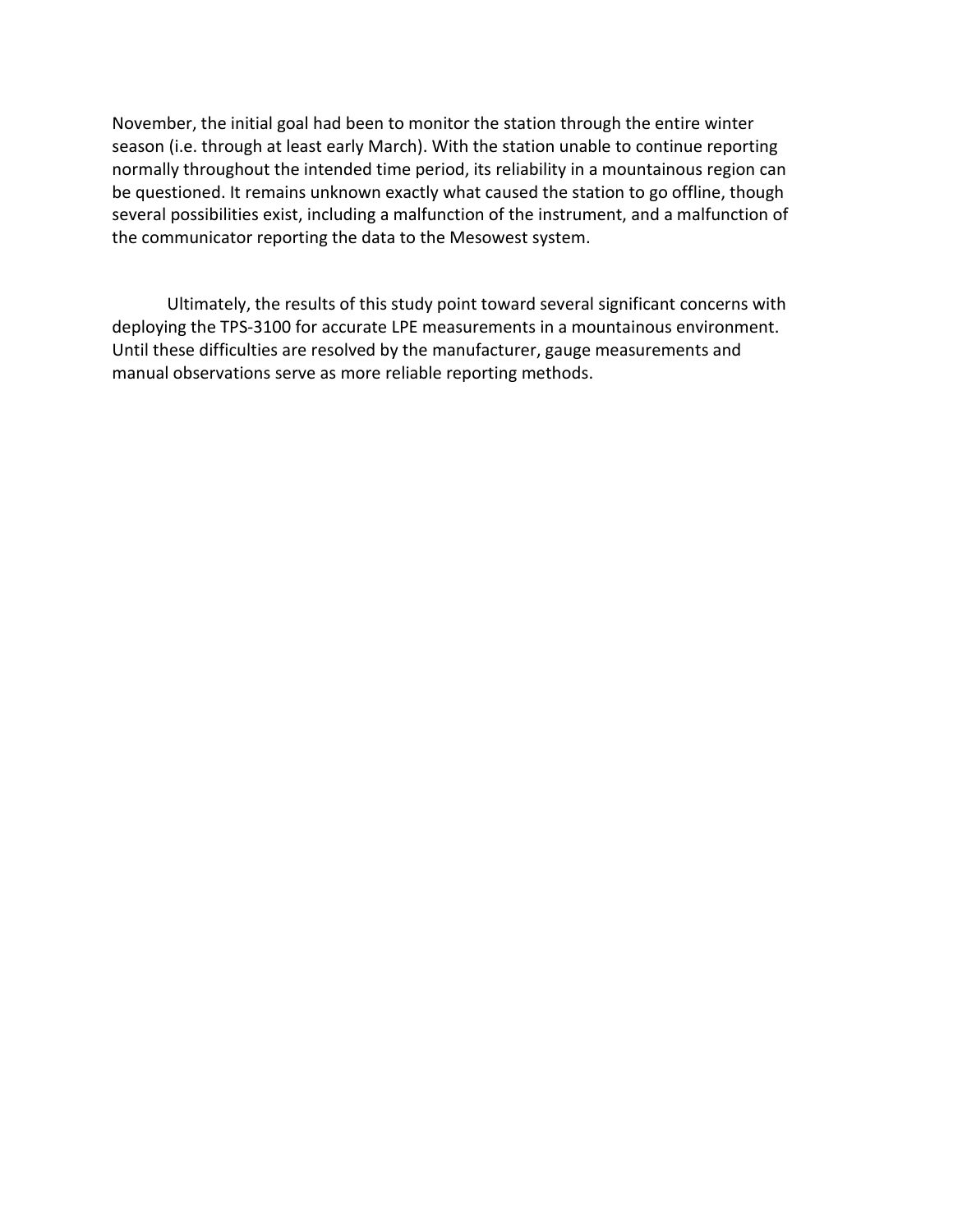November, the initial goal had been to monitor the station through the entire winter season (i.e. through at least early March). With the station unable to continue reporting normally throughout the intended time period, its reliability in a mountainous region can be questioned. It remains unknown exactly what caused the station to go offline, though several possibilities exist, including a malfunction of the instrument, and a malfunction of the communicator reporting the data to the Mesowest system.

Ultimately, the results of this study point toward several significant concerns with deploying the TPS-3100 for accurate LPE measurements in a mountainous environment. Until these difficulties are resolved by the manufacturer, gauge measurements and manual observations serve as more reliable reporting methods.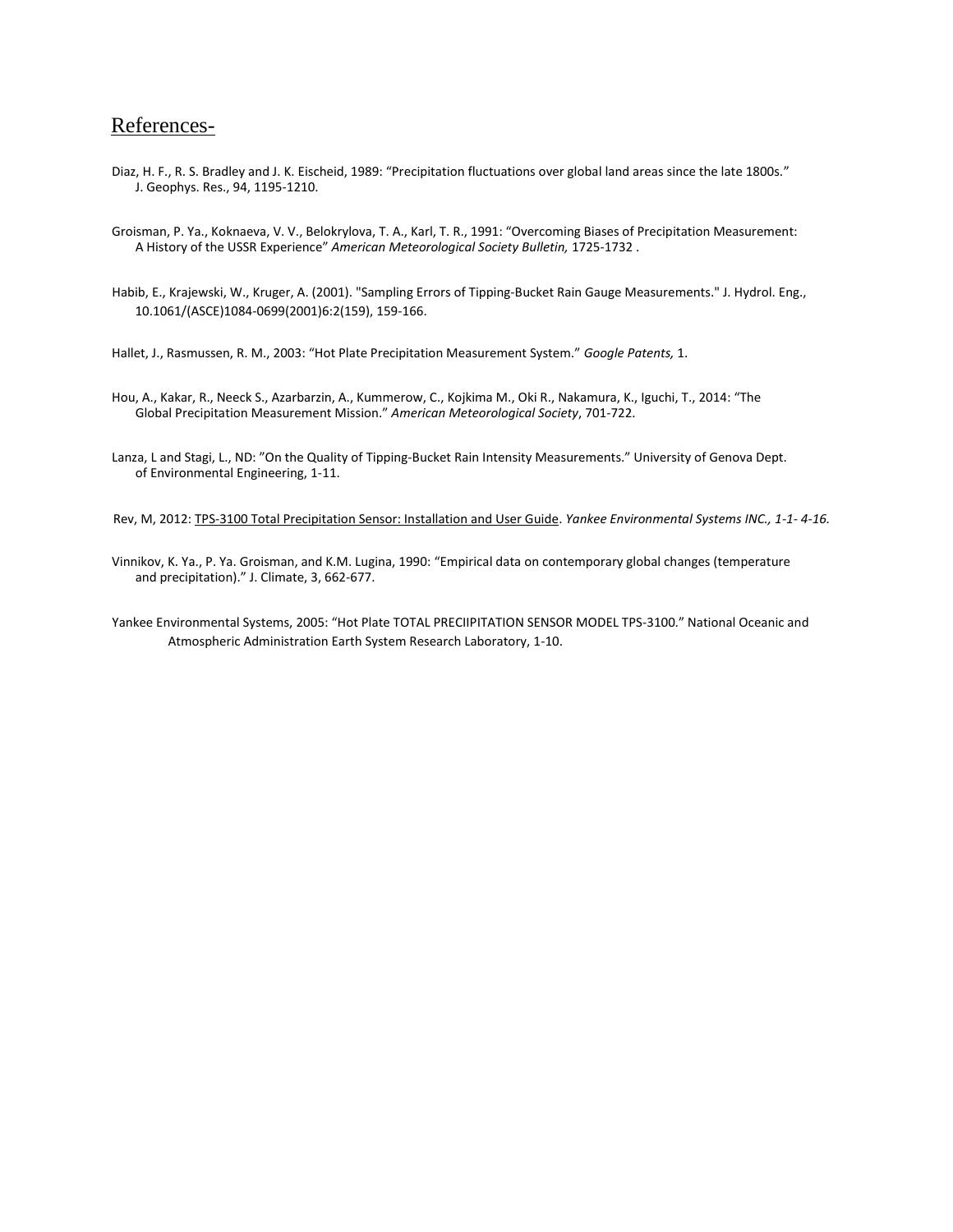# References-

Diaz, H. F., R. S. Bradley and J. K. Eischeid, 1989: "Precipitation fluctuations over global land areas since the late 1800s." J. Geophys. Res., 94, 1195-1210.

Groisman, P. Ya., Koknaeva, V. V., Belokrylova, T. A., Karl, T. R., 1991: "Overcoming Biases of Precipitation Measurement: A History of the USSR Experience" *American Meteorological Society Bulletin,* 1725-1732 .

Habib, E., Krajewski, W., Kruger, A. (2001). "Sampling Errors of Tipping-Bucket Rain Gauge Measurements." J. Hydrol. Eng., 10.1061/(ASCE)1084-0699(2001)6:2(159), 159-166.

Hallet, J., Rasmussen, R. M., 2003: "Hot Plate Precipitation Measurement System." *Google Patents,* 1.

Hou, A., Kakar, R., Neeck S., Azarbarzin, A., Kummerow, C., Kojkima M., Oki R., Nakamura, K., Iguchi, T., 2014: "The Global Precipitation Measurement Mission." *American Meteorological Society*, 701-722.

Lanza, L and Stagi, L., ND: "On the Quality of Tipping-Bucket Rain Intensity Measurements." University of Genova Dept. of Environmental Engineering, 1-11.

Rev, M, 2012: <u>TPS-3100 Total Precipitation Sensor: Installation and User Guide</u>. *Yankee Environmental Systems INC., 1-1- 4-16.*

Vinnikov, K. Ya., P. Ya. Groisman, and K.M. Lugina, 1990: "Empirical data on contemporary global changes (temperature and precipitation)." J. Climate, 3, 662-677.

Yankee Environmental Systems, 2005: "Hot Plate TOTAL PRECIIPITATION SENSOR MODEL TPS-3100." National Oceanic and Atmospheric Administration Earth System Research Laboratory, 1-10.